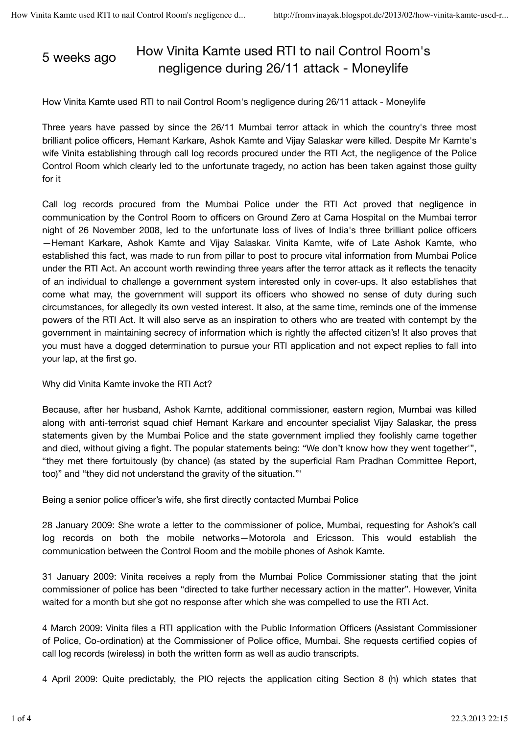5 weeks ago

# How Vinita Kamte used RTI to nail Control Room's negligence during 26/11 attack - Moneylife

How Vinita Kamte used RTI to nail Control Room's negligence during 26/11 attack - Moneylife

Three years have passed by since the 26/11 Mumbai terror attack in which the country's three most brilliant police officers, Hemant Karkare, Ashok Kamte and Vijay Salaskar were killed. Despite Mr Kamte's wife Vinita establishing through call log records procured under the RTI Act, the negligence of the Police Control Room which clearly led to the unfortunate tragedy, no action has been taken against those guilty for it

Call log records procured from the Mumbai Police under the RTI Act proved that negligence in communication by the Control Room to officers on Ground Zero at Cama Hospital on the Mumbai terror night of 26 November 2008, led to the unfortunate loss of lives of India's three brilliant police officers—Hemant Karkare, Ashok Kamte and Vijay Salaskar. Vinita Kamte, wife of Late Ashok Kamte, who established this fact, was made to run from pillar to post to procure vital information from Mumbai Police under the RTI Act. An account worth rewinding three years after the terror attack as it reflects the tenacity of an individual to challenge a government system interested only in cover-ups. It also establishes that come what may, the government will support its officers who showed no sense of duty during such circumstances, for allegedly its own vested interest. It also, at the same time, reminds one of the immense powers of the RTI Act. It will also serve as an inspiration to others who are treated with contempt by the government in maintaining secrecy of information which is rightly the affected citizen's! It also proves that you must have a dogged determination to pursue your RTI application and not expect replies to fall into your lap, at the first go.

Why did Vinita Kamte invoke the RTI Act?

Because, after her husband, Ashok Kamte, additional commissioner, eastern region, Mumbai was killed along with anti-terrorist squad chief Hemant Karkare and encounter specialist Vijay Salaskar, the press statements given by the Mumbai Police and the state government implied they foolishly came together and died, without giving a fight. The popular statements being: "We don't know how they went together'", "they met there fortuitously (by chance) (as stated by the superficial Ram Pradhan Committee Report, too)" and "they did not understand the gravity of the situation."'

Being a senior police officer's wife, she first directly contacted Mumbai Police

28 January 2009: She wrote a letter to the commissioner of police, Mumbai, requesting for Ashok's call log records on both the mobile networks—Motorola and Ericsson. This would establish the communication between the Control Room and the mobile phones of Ashok Kamte.

31 January 2009: Vinita receives a reply from the Mumbai Police Commissioner stating that the joint commissioner of police has been "directed to take further necessary action in the matter". However, Vinita waited for a month but she got no response after which she was compelled to use the RTI Act.

4 March 2009: Vinita files a RTI application with the Public Information Officers (Assistant Commissioner of Police, Co-ordination) at the Commissioner of Police office, Mumbai. She requests certified copies of call log records (wireless) in both the written form as well as audio transcripts.

4 April 2009: Quite predictably, the PIO rejects the application citing Section 8 (h) which states that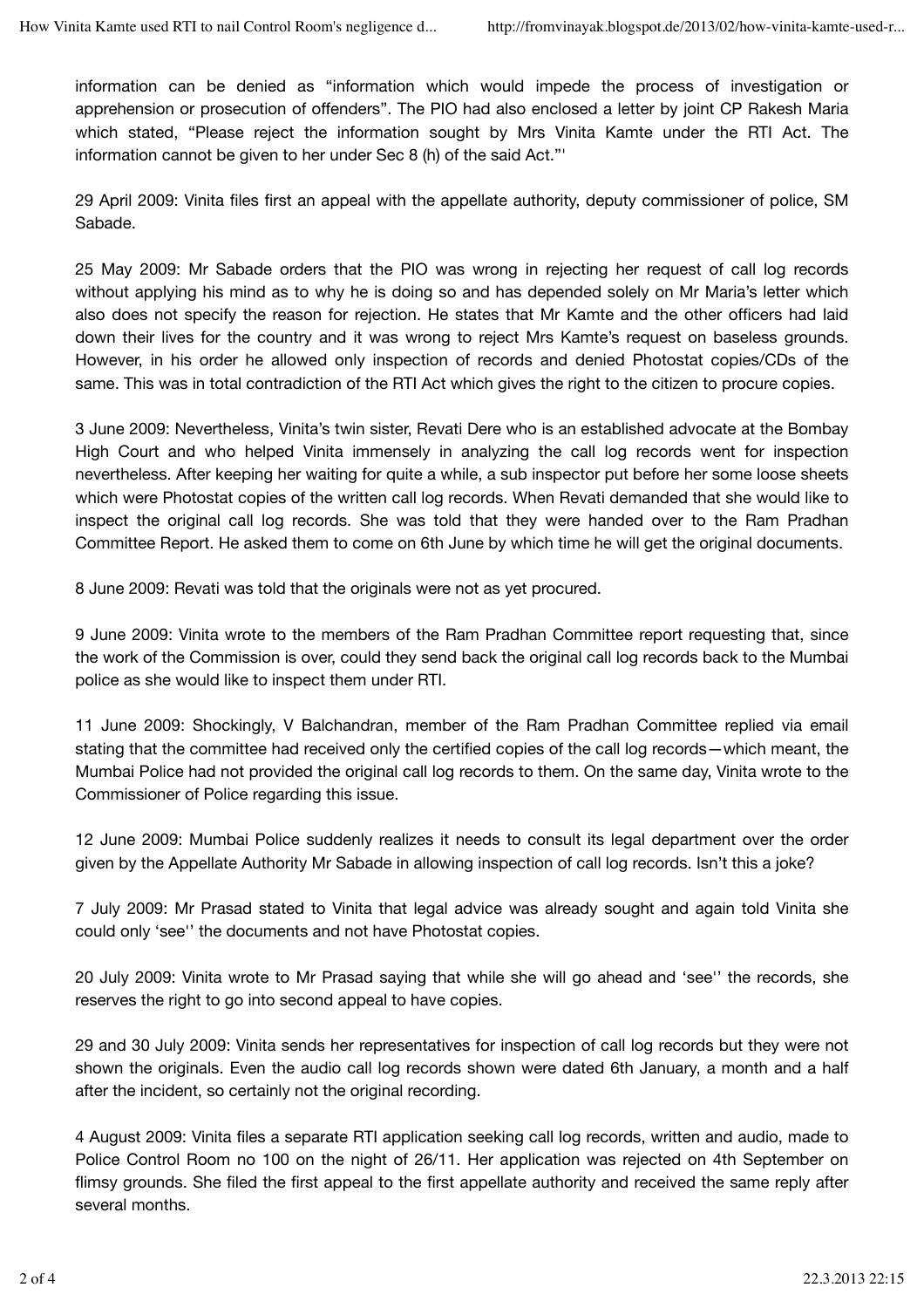information can be denied as "information which would impede the process of investigation or apprehension or prosecution of offenders". The PIO had also enclosed a letter by joint CP Rakesh Maria which stated, "Please reject the information sought by Mrs Vinita Kamte under the RTI Act. The information cannot be given to her under Sec 8 (h) of the said Act."'

29 April 2009: Vinita files first an appeal with the appellate authority, deputy commissioner of police, SM Sabade.

25 May 2009: Mr Sabade orders that the PIO was wrong in rejecting her request of call log records without applying his mind as to why he is doing so and has depended solely on Mr Maria's letter which also does not specify the reason for rejection. He states that Mr Kamte and the other officers had laid down their lives for the country and it was wrong to reject Mrs Kamte's request on baseless grounds. However, in his order he allowed only inspection of records and denied Photostat copies/CDs of the same. This was in total contradiction of the RTI Act which gives the right to the citizen to procure copies.

3 June 2009: Nevertheless, Vinita's twin sister, Revati Dere who is an established advocate at the Bombay High Court and who helped Vinita immensely in analyzing the call log records went for inspection nevertheless. After keeping her waiting for quite a while, a sub inspector put before her some loose sheets which were Photostat copies of the written call log records. When Revati demanded that she would like to inspect the original call log records. She was told that they were handed over to the Ram Pradhan Committee Report. He asked them to come on 6th June by which time he will get the original documents.

8 June 2009: Revati was told that the originals were not as yet procured.

9 June 2009: Vinita wrote to the members of the Ram Pradhan Committee report requesting that, since the work of the Commission is over, could they send back the original call log records back to the Mumbai police as she would like to inspect them under RTI.

11 June 2009: Shockingly, V Balchandran, member of the Ram Pradhan Committee replied via email stating that the committee had received only the certified copies of the call log records—which meant, the Mumbai Police had not provided the original call log records to them. On the same day, Vinita wrote to the Commissioner of Police regarding this issue.

12 June 2009: Mumbai Police suddenly realizes it needs to consult its legal department over the order given by the Appellate Authority Mr Sabade in allowing inspection of call log records. Isn't this a joke?

7 July 2009: Mr Prasad stated to Vinita that legal advice was already sought and again told Vinita she could only 'see'' the documents and not have Photostat copies.

20 July 2009: Vinita wrote to Mr Prasad saying that while she will go ahead and 'see'' the records, she reserves the right to go into second appeal to have copies.

29 and 30 July 2009: Vinita sends her representatives for inspection of call log records but they were not shown the originals. Even the audio call log records shown were dated 6th January, a month and a half after the incident, so certainly not the original recording.

4 August 2009: Vinita files a separate RTI application seeking call log records, written and audio, made to Police Control Room no 100 on the night of 26/11. Her application was rejected on 4th September on flimsy grounds. She filed the first appeal to the first appellate authority and received the same reply after several months.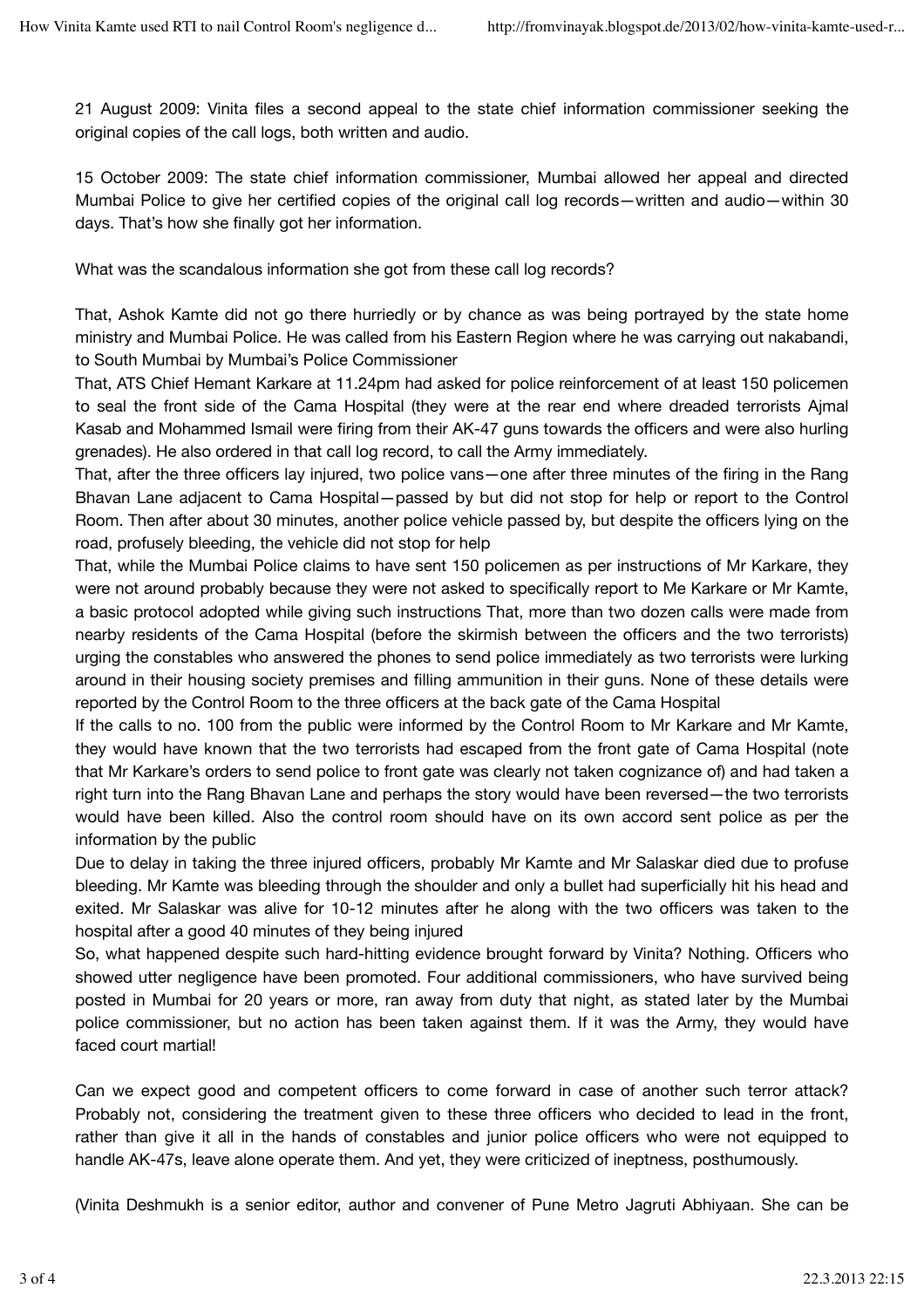21 August 2009: Vinita files a second appeal to the state chief information commissioner seeking the original copies of the call logs, both written and audio.

15 October 2009: The state chief information commissioner, Mumbai allowed her appeal and directed Mumbai Police to give her certified copies of the original call log records—written and audio—within 30 days. That's how she finally got her information.

What was the scandalous information she got from these call log records?

That, Ashok Kamte did not go there hurriedly or by chance as was being portrayed by the state home ministry and Mumbai Police. He was called from his Eastern Region where he was carrying out nakabandi, to South Mumbai by Mumbai's Police Commissioner

That, ATS Chief Hemant Karkare at 11.24pm had asked for police reinforcement of at least 150 policemen to seal the front side of the Cama Hospital (they were at the rear end where dreaded terrorists Ajmal Kasab and Mohammed Ismail were firing from their AK-47 guns towards the officers and were also hurling grenades). He also ordered in that call log record, to call the Army immediately.

That, after the three officers lay injured, two police vans—one after three minutes of the firing in the Rang Bhavan Lane adjacent to Cama Hospital—passed by but did not stop for help or report to the Control Room. Then after about 30 minutes, another police vehicle passed by, but despite the officers lying on the road, profusely bleeding, the vehicle did not stop for help

That, while the Mumbai Police claims to have sent 150 policemen as per instructions of Mr Karkare, they were not around probably because they were not asked to specifically report to Me Karkare or Mr Kamte, a basic protocol adopted while giving such instructions That, more than two dozen calls were made from nearby residents of the Cama Hospital (before the skirmish between the officers and the two terrorists) urging the constables who answered the phones to send police immediately as two terrorists were lurking around in their housing society premises and filling ammunition in their guns. None of these details were reported by the Control Room to the three officers at the back gate of the Cama Hospital

If the calls to no. 100 from the public were informed by the Control Room to Mr Karkare and Mr Kamte, they would have known that the two terrorists had escaped from the front gate of Cama Hospital (note that Mr Karkare's orders to send police to front gate was clearly not taken cognizance of) and had taken a right turn into the Rang Bhavan Lane and perhaps the story would have been reversed—the two terrorists would have been killed. Also the control room should have on its own accord sent police as per the information by the public

Due to delay in taking the three injured officers, probably Mr Kamte and Mr Salaskar died due to profuse bleeding. Mr Kamte was bleeding through the shoulder and only a bullet had superficially hit his head and exited. Mr Salaskar was alive for 10-12 minutes after he along with the two officers was taken to the hospital after a good 40 minutes of they being injured

So, what happened despite such hard-hitting evidence brought forward by Vinita? Nothing. Officers who showed utter negligence have been promoted. Four additional commissioners, who have survived being posted in Mumbai for 20 years or more, ran away from duty that night, as stated later by the Mumbai police commissioner, but no action has been taken against them. If it was the Army, they would have faced court martial!

Can we expect good and competent officers to come forward in case of another such terror attack? Probably not, considering the treatment given to these three officers who decided to lead in the front, rather than give it all in the hands of constables and junior police officers who were not equipped to handle AK-47s, leave alone operate them. And yet, they were criticized of ineptness, posthumously.

(Vinita Deshmukh is a senior editor, author and convener of Pune Metro Jagruti Abhiyaan. She can be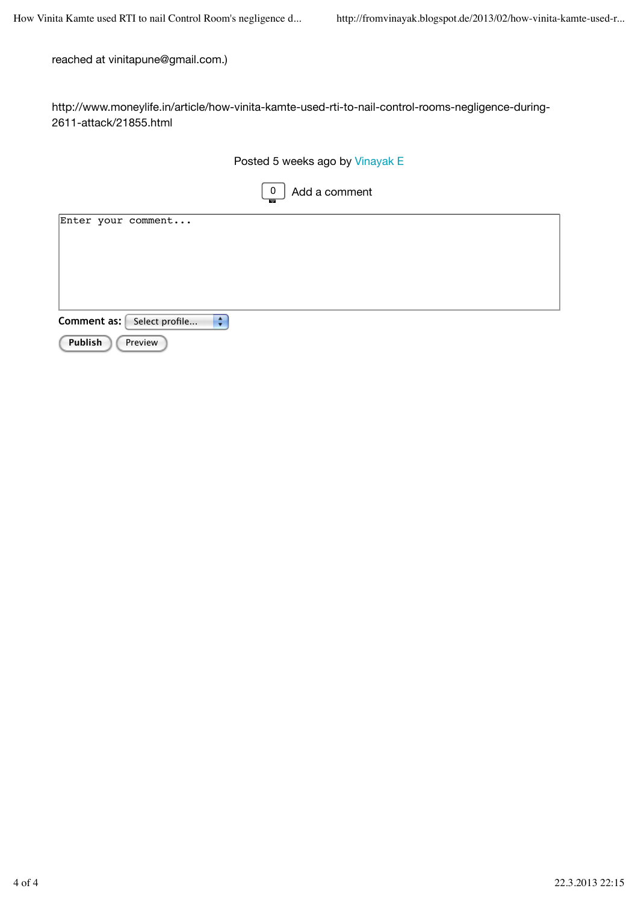reached at vinitapune@gmail.com.)

http://www.moneylife.in/article/how-vinita-kamte-used-rti-to-nail-control-rooms-negligence-during-2611-attack/21855.html

Posted 5 weeks ago by Vinayak E

0 Add a comment

Enter your comment...

**Comment as:** Select profile...

**Publish** Preview